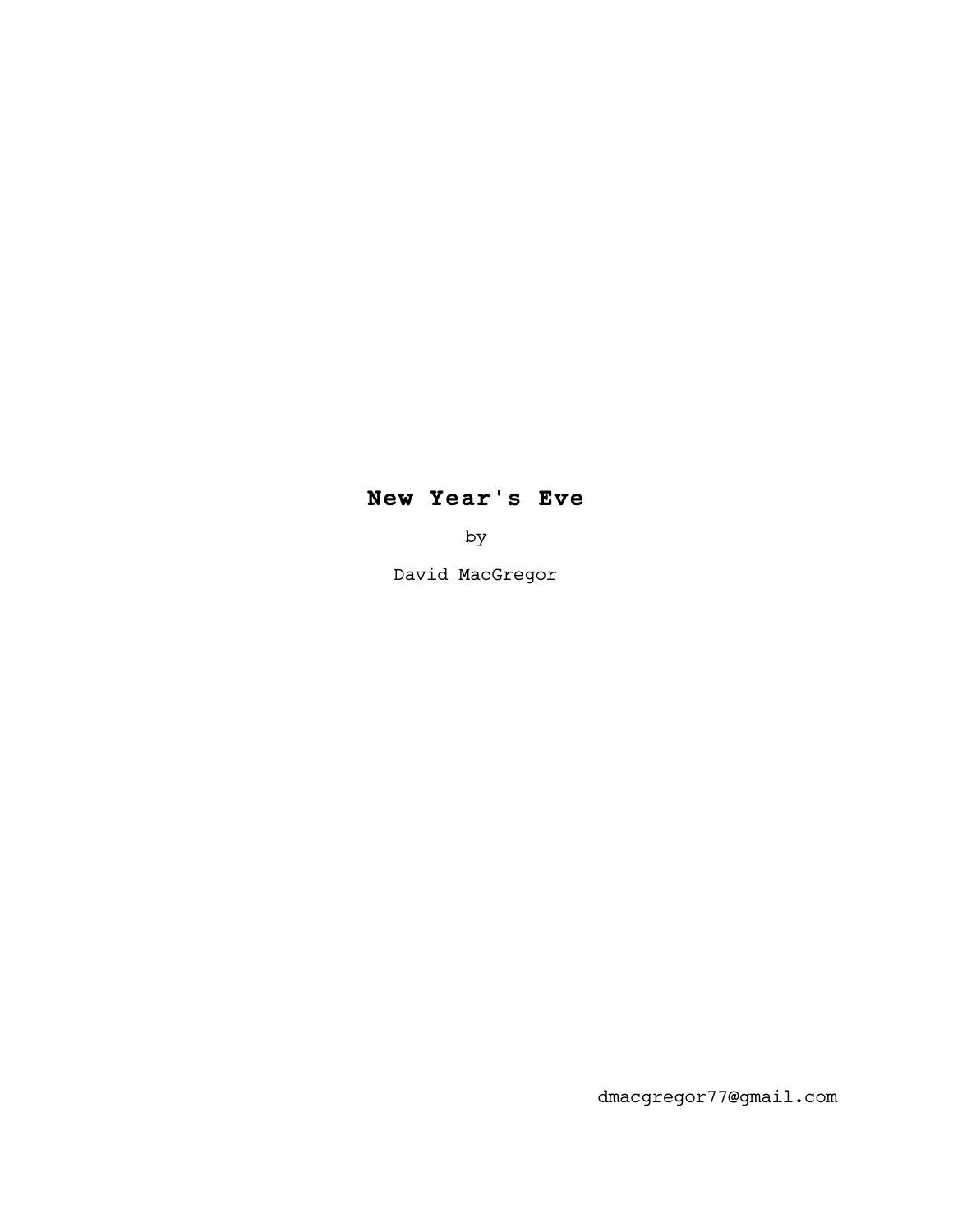# New Year's Eve

by

David MacGregor

dmacgregor77@gmail.com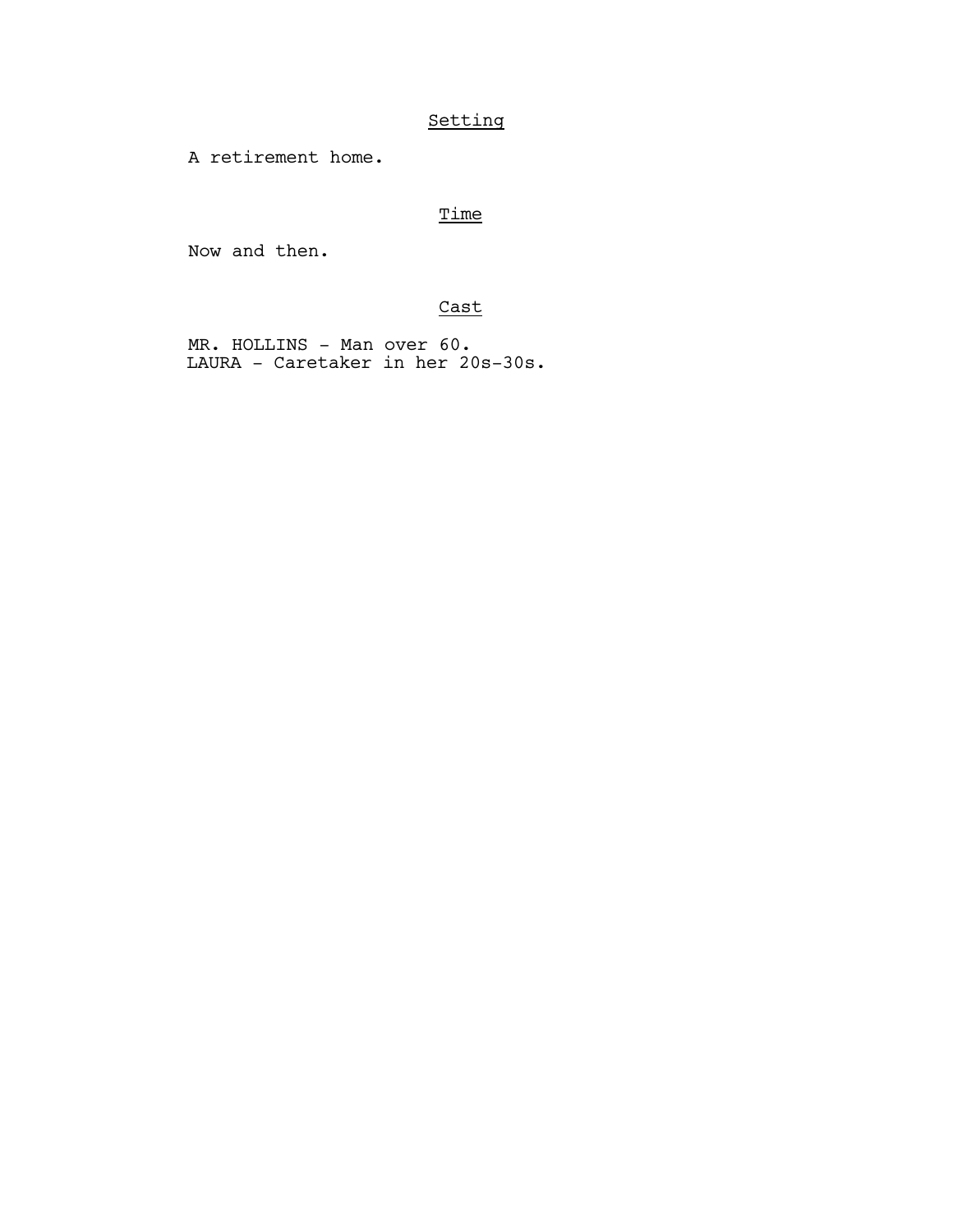## Setting

A retirement home.

## Time

Now and then.

## Cast

MR. HOLLINS - Man over 60.
LAURA - Caretaker in her 20s-30s.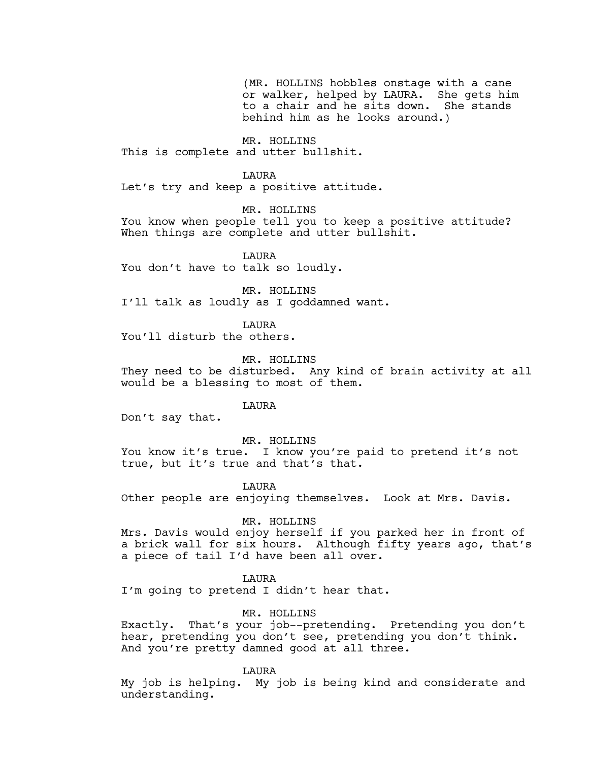(MR. HOLLINS hobbles onstage with a cane or walker, helped by LAURA. She gets him to a chair and he sits down. She stands behind him as he looks around.)

MR. HOLLINS

This is complete and utter bullshit.

LAURA

Let's try and keep a positive attitude.

MR. HOLLINS

You know when people tell you to keep a positive attitude? When things are complete and utter bullshit.

LAURA

You don't have to talk so loudly.

MR. HOLLINS

I'll talk as loudly as I goddamned want.

LAURA

You'll disturb the others.

MR. HOLLINS

They need to be disturbed. Any kind of brain activity at all would be a blessing to most of them.

LAURA

Don't say that.

MR. HOLLINS

You know it's true. I know you're paid to pretend it's not true, but it's true and that's that.

LAURA

Other people are enjoying themselves. Look at Mrs. Davis.

MR. HOLLINS

Mrs. Davis would enjoy herself if you parked her in front of a brick wall for six hours. Although fifty years ago, that's a piece of tail I'd have been all over.

LAURA

I'm going to pretend I didn't hear that.

MR. HOLLINS

Exactly. That's your job--pretending. Pretending you don't hear, pretending you don't see, pretending you don't think. And you're pretty damned good at all three.

LAURA

My job is helping. My job is being kind and considerate and understanding.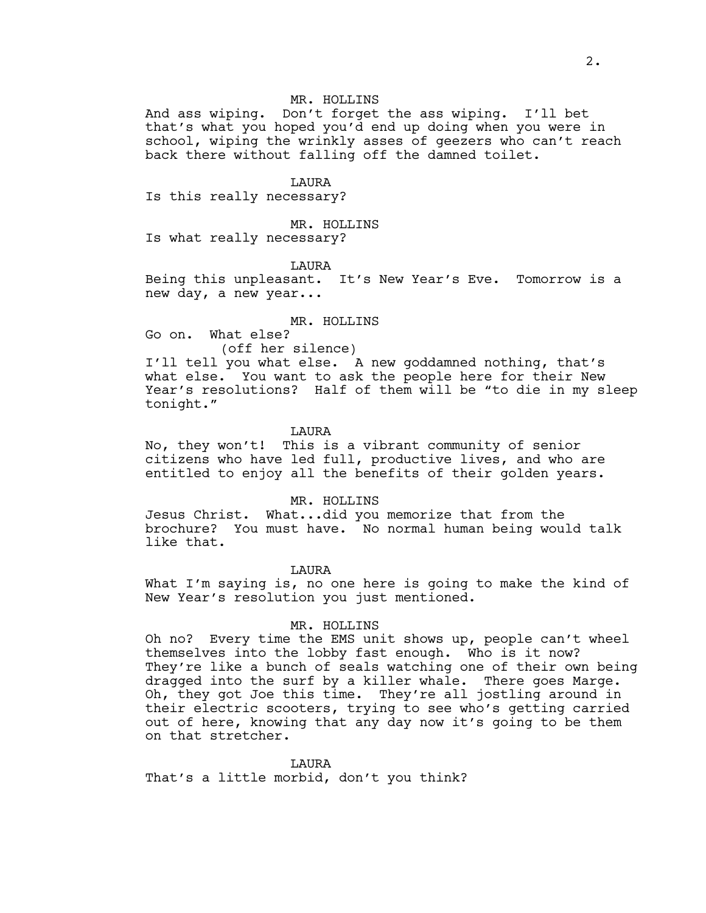MR. HOLLINS

And ass wiping. Don't forget the ass wiping. I'll bet that's what you hoped you'd end up doing when you were in school, wiping the wrinkly asses of geezers who can't reach back there without falling off the damned toilet.

LAURA

Is this really necessary?

MR. HOLLINS

Is what really necessary?

LAURA

Being this unpleasant. It's New Year's Eve. Tomorrow is a new day, a new year...

MR. HOLLINS

Go on. What else?

(off her silence)

I'll tell you what else. A new goddamned nothing, that's what else. You want to ask the people here for their New Year's resolutions? Half of them will be "to die in my sleep tonight."

LAURA

No, they won't! This is a vibrant community of senior citizens who have led full, productive lives, and who are entitled to enjoy all the benefits of their golden years.

MR. HOLLINS

Jesus Christ. What...did you memorize that from the brochure? You must have. No normal human being would talk like that.

LAURA

What I'm saying is, no one here is going to make the kind of New Year's resolution you just mentioned.

MR. HOLLINS

Oh no? Every time the EMS unit shows up, people can't wheel themselves into the lobby fast enough. Who is it now? They're like a bunch of seals watching one of their own being dragged into the surf by a killer whale. There goes Marge. Oh, they got Joe this time. They're all jostling around in their electric scooters, trying to see who's getting carried out of here, knowing that any day now it's going to be them on that stretcher.

LAURA

That's a little morbid, don't you think?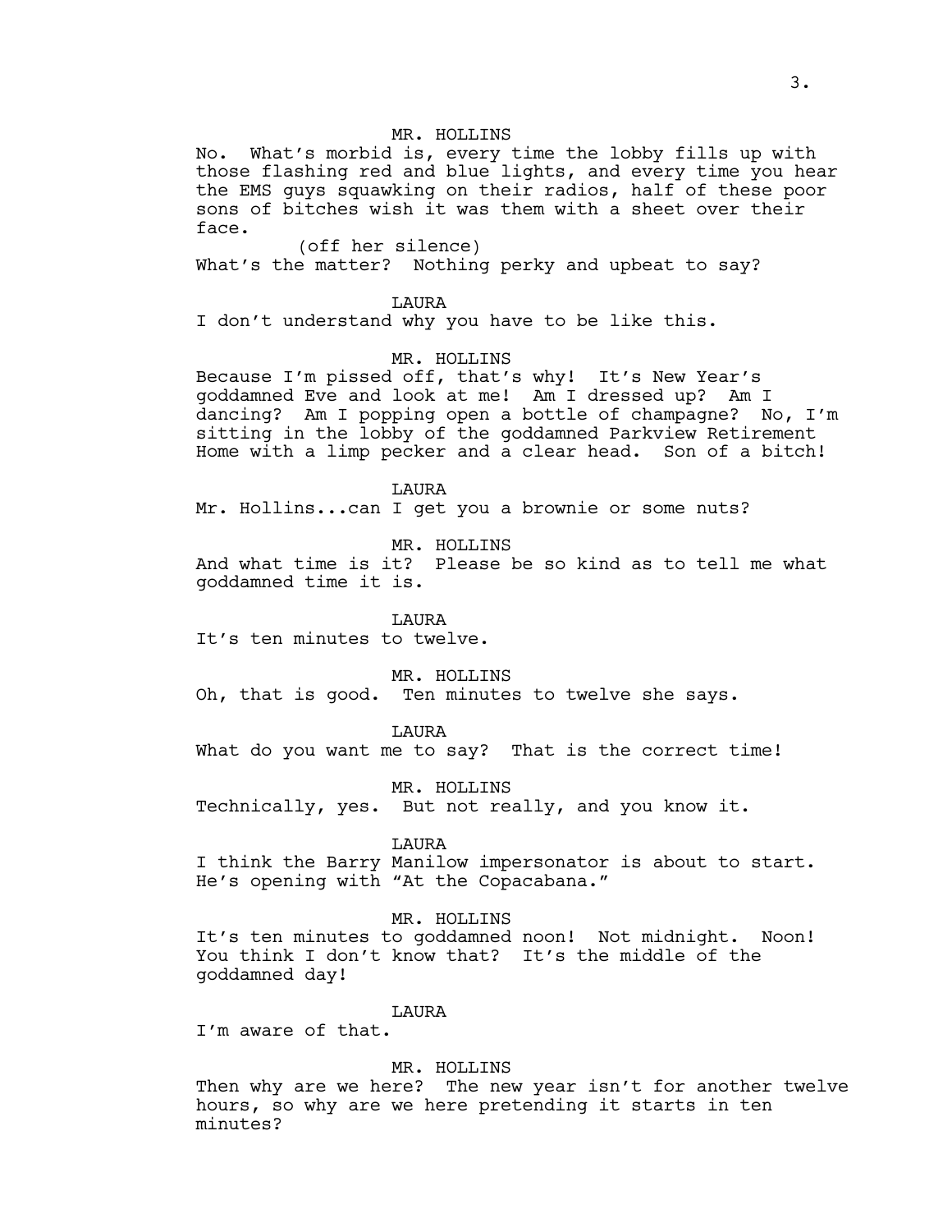MR. HOLLINS

No. What's morbid is, every time the lobby fills up with those flashing red and blue lights, and every time you hear the EMS guys squawking on their radios, half of these poor sons of bitches wish it was them with a sheet over their face.

(off her silence)

What's the matter? Nothing perky and upbeat to say?

LAURA

I don't understand why you have to be like this.

MR. HOLLINS

Because I'm pissed off, that's why! It's New Year's goddamned Eve and look at me! Am I dressed up? Am I dancing? Am I popping open a bottle of champagne? No, I'm sitting in the lobby of the goddamned Parkview Retirement Home with a limp pecker and a clear head. Son of a bitch!

LAURA

Mr. Hollins...can I get you a brownie or some nuts?

MR. HOLLINS

And what time is it? Please be so kind as to tell me what goddamned time it is.

LAURA

It's ten minutes to twelve.

MR. HOLLINS

Oh, that is good. Ten minutes to twelve she says.

LAURA

What do you want me to say? That is the correct time!

MR. HOLLINS

Technically, yes. But not really, and you know it.

LAURA

I think the Barry Manilow impersonator is about to start. He's opening with "At the Copacabana."

MR. HOLLINS

It's ten minutes to goddamned noon! Not midnight. Noon! You think I don't know that? It's the middle of the goddamned day!

LAURA

I'm aware of that.

MR. HOLLINS

Then why are we here? The new year isn't for another twelve hours, so why are we here pretending it starts in ten minutes?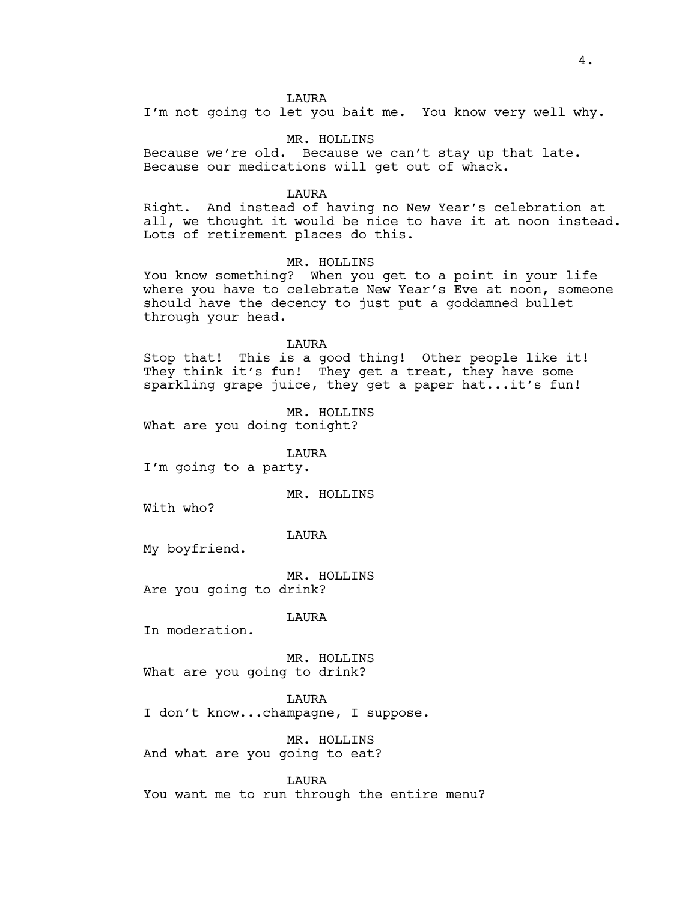LAURA
I'm not going to let you bait me. You know very well why.

MR. HOLLINS
Because we're old. Because we can't stay up that late. Because our medications will get out of whack.

LAURA
Right. And instead of having no New Year's celebration at all, we thought it would be nice to have it at noon instead. Lots of retirement places do this.

MR. HOLLINS
You know something? When you get to a point in your life where you have to celebrate New Year's Eve at noon, someone should have the decency to just put a goddamned bullet through your head.

LAURA
Stop that! This is a good thing! Other people like it! They think it's fun! They get a treat, they have some sparkling grape juice, they get a paper hat...it's fun!

MR. HOLLINS
What are you doing tonight?

LAURA
I'm going to a party.

MR. HOLLINS
With who?

LAURA
My boyfriend.

MR. HOLLINS
Are you going to drink?

LAURA
In moderation.

MR. HOLLINS
What are you going to drink?

LAURA
I don't know...champagne, I suppose.

MR. HOLLINS
And what are you going to eat?

LAURA
You want me to run through the entire menu?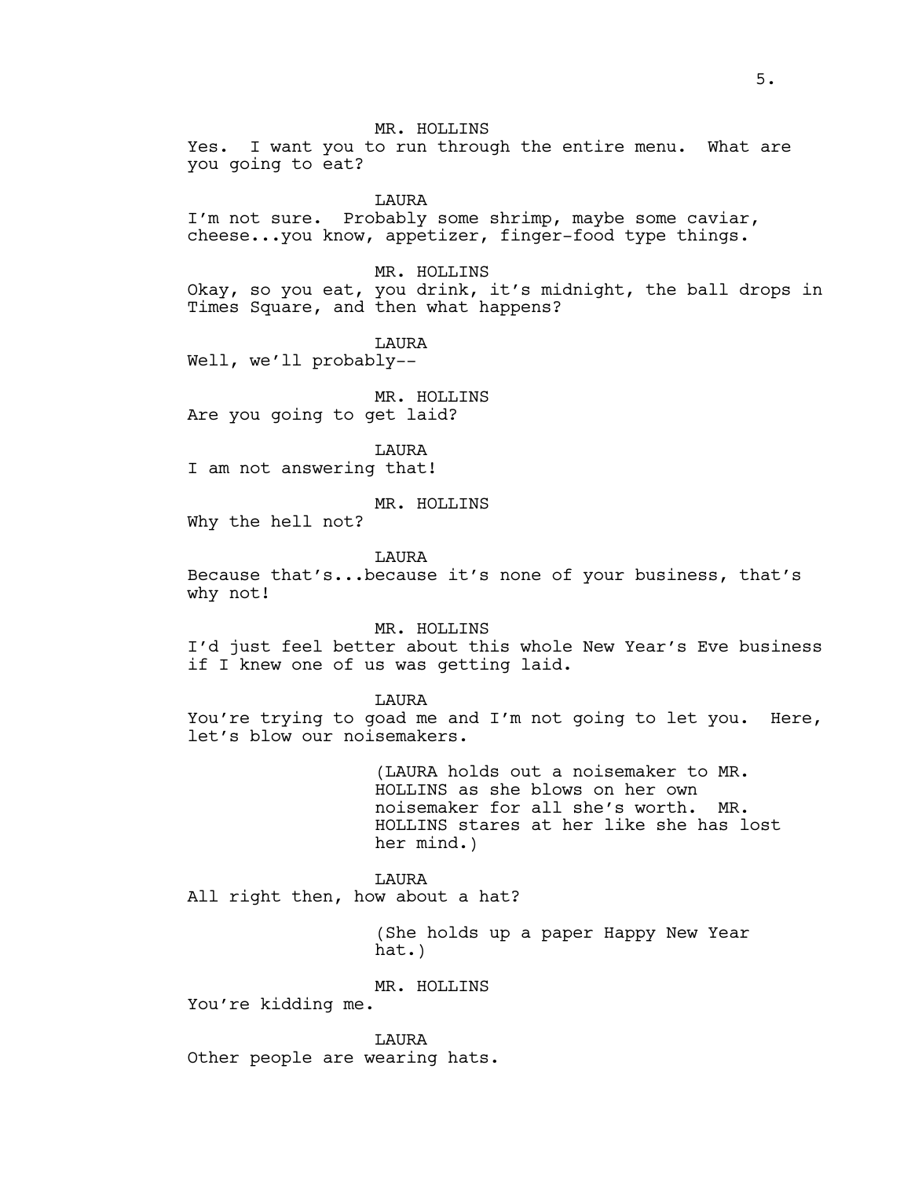MR. HOLLINS

Yes. I want you to run through the entire menu. What are you going to eat?

LAURA

I'm not sure. Probably some shrimp, maybe some caviar, cheese...you know, appetizer, finger-food type things.

MR. HOLLINS

Okay, so you eat, you drink, it's midnight, the ball drops in Times Square, and then what happens?

LAURA

Well, we'll probably--

MR. HOLLINS

Are you going to get laid?

LAURA

I am not answering that!

MR. HOLLINS

Why the hell not?

LAURA

Because that's...because it's none of your business, that's why not!

MR. HOLLINS

I'd just feel better about this whole New Year's Eve business if I knew one of us was getting laid.

LAURA

You're trying to goad me and I'm not going to let you. Here, let's blow our noisemakers.

(LAURA holds out a noisemaker to MR. HOLLINS as she blows on her own noisemaker for all she's worth. MR. HOLLINS stares at her like she has lost her mind.)

LAURA

All right then, how about a hat?

(She holds up a paper Happy New Year hat.)

MR. HOLLINS

You're kidding me.

LAURA

Other people are wearing hats.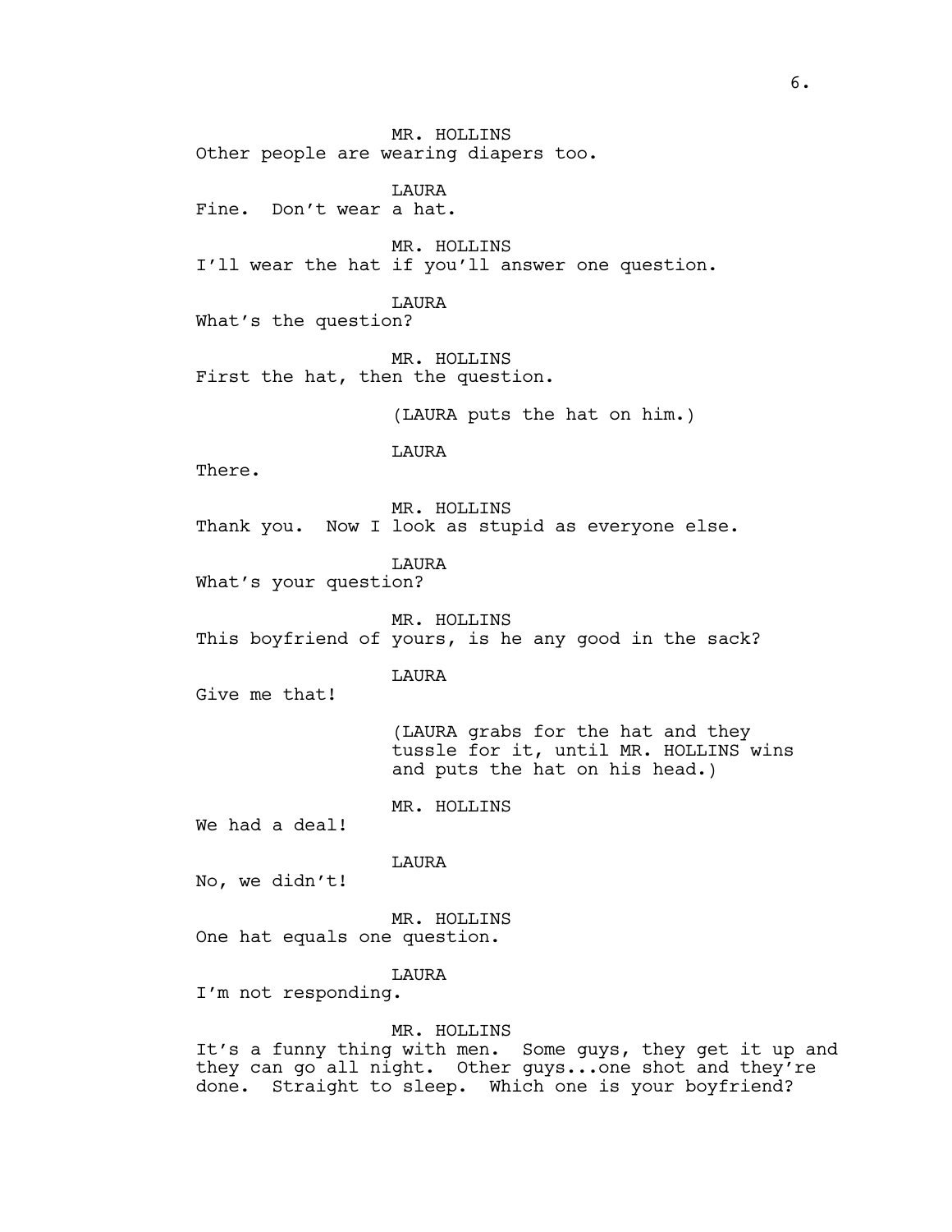MR. HOLLINS
Other people are wearing diapers too.

LAURA
Fine. Don't wear a hat.

MR. HOLLINS
I'll wear the hat if you'll answer one question.

LAURA
What's the question?

MR. HOLLINS
First the hat, then the question.

(LAURA puts the hat on him.)

LAURA
There.

MR. HOLLINS
Thank you. Now I look as stupid as everyone else.

LAURA
What's your question?

MR. HOLLINS
This boyfriend of yours, is he any good in the sack?

LAURA
Give me that!

(LAURA grabs for the hat and they tussle for it, until MR. HOLLINS wins and puts the hat on his head.)

MR. HOLLINS
We had a deal!

LAURA
No, we didn't!

MR. HOLLINS
One hat equals one question.

LAURA
I'm not responding.

MR. HOLLINS
It's a funny thing with men. Some guys, they get it up and they can go all night. Other guys...one shot and they're done. Straight to sleep. Which one is your boyfriend?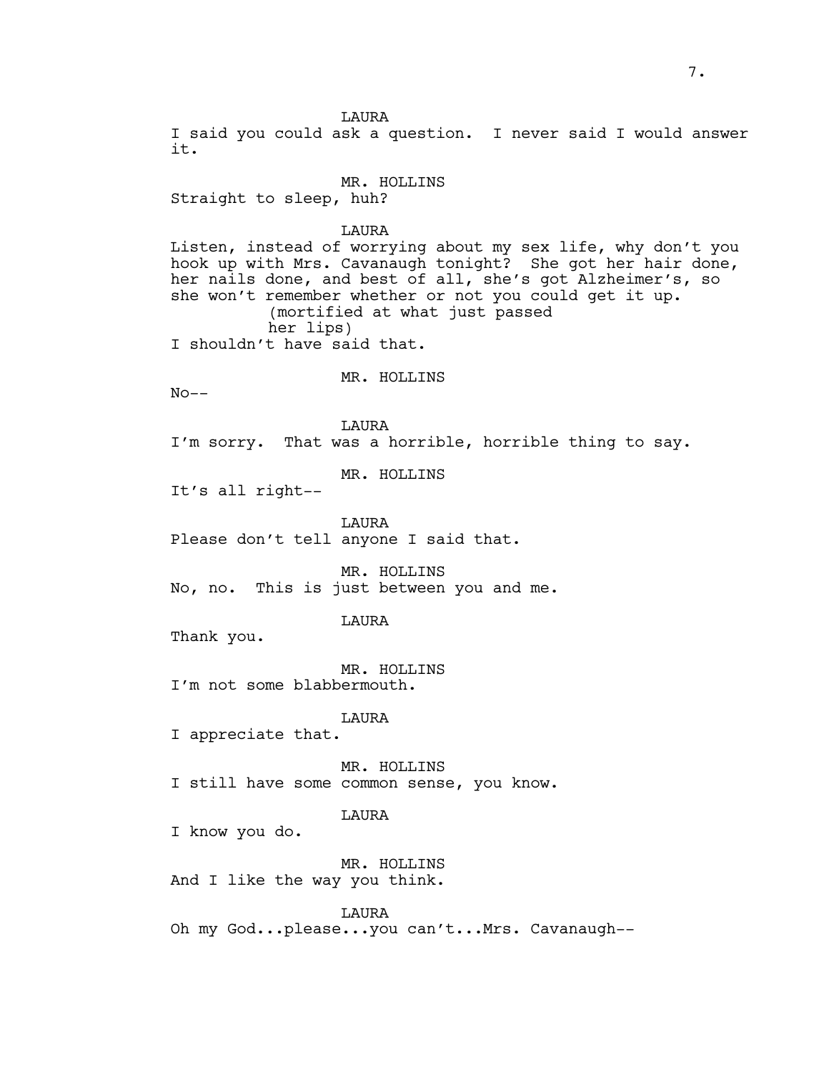LAURA

I said you could ask a question. I never said I would answer it.

MR. HOLLINS

Straight to sleep, huh?

LAURA

Listen, instead of worrying about my sex life, why don't you hook up with Mrs. Cavanaugh tonight? She got her hair done, her nails done, and best of all, she's got Alzheimer's, so she won't remember whether or not you could get it up.

(mortified at what just passed her lips)

I shouldn't have said that.

MR. HOLLINS

No--

LAURA

I'm sorry. That was a horrible, horrible thing to say.

MR. HOLLINS

It's all right--

LAURA

Please don't tell anyone I said that.

MR. HOLLINS

No, no. This is just between you and me.

LAURA

Thank you.

MR. HOLLINS

I'm not some blabbermouth.

LAURA

I appreciate that.

MR. HOLLINS

I still have some common sense, you know.

LAURA

I know you do.

MR. HOLLINS

And I like the way you think.

LAURA

Oh my God...please...you can't...Mrs. Cavanaugh--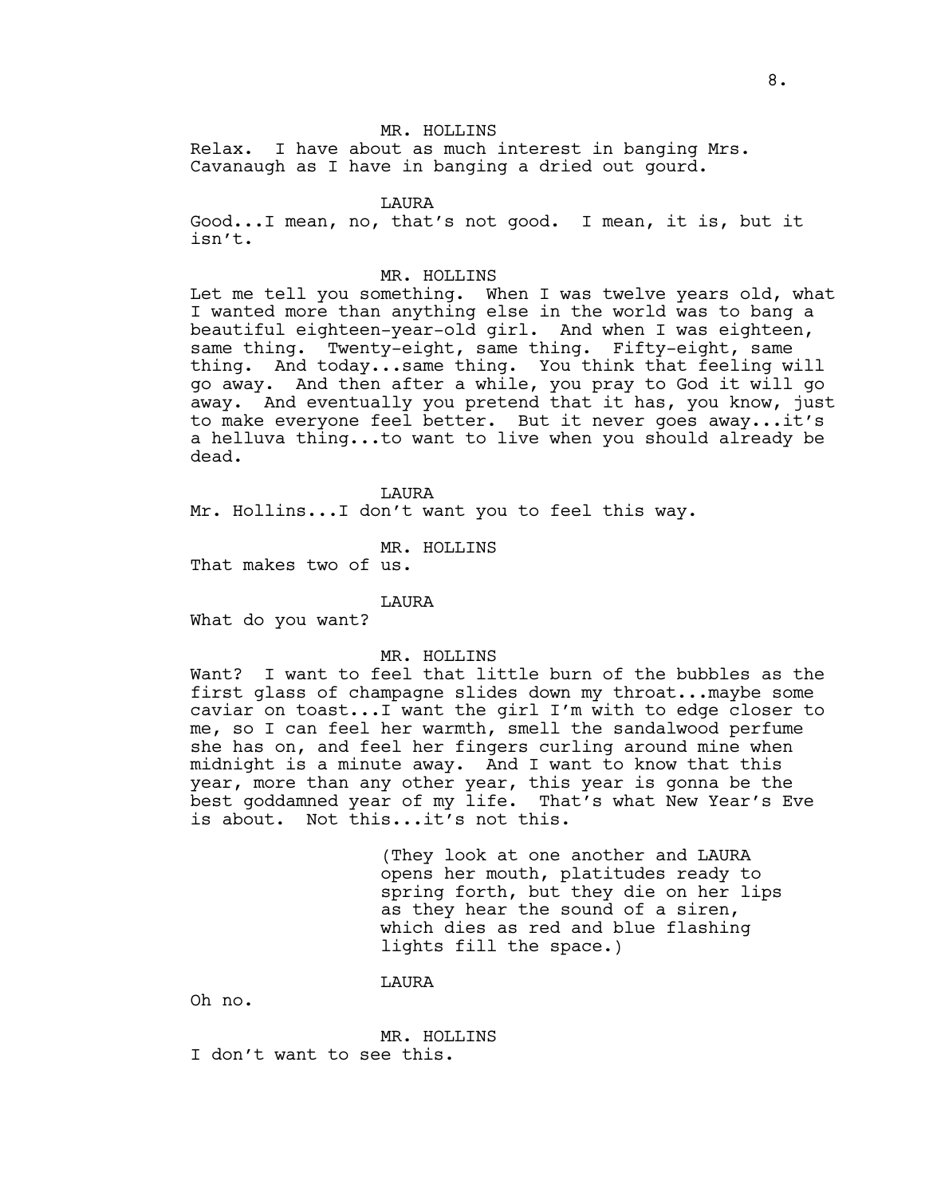MR. HOLLINS

Relax. I have about as much interest in banging Mrs. Cavanaugh as I have in banging a dried out gourd.

LAURA

Good...I mean, no, that's not good. I mean, it is, but it isn't.

MR. HOLLINS

Let me tell you something. When I was twelve years old, what I wanted more than anything else in the world was to bang a beautiful eighteen-year-old girl. And when I was eighteen, same thing. Twenty-eight, same thing. Fifty-eight, same thing. And today...same thing. You think that feeling will go away. And then after a while, you pray to God it will go away. And eventually you pretend that it has, you know, just to make everyone feel better. But it never goes away...it's a helluva thing...to want to live when you should already be dead.

LAURA

Mr. Hollins...I don't want you to feel this way.

MR. HOLLINS

That makes two of us.

LAURA

What do you want?

MR. HOLLINS

Want? I want to feel that little burn of the bubbles as the first glass of champagne slides down my throat...maybe some caviar on toast...I want the girl I'm with to edge closer to me, so I can feel her warmth, smell the sandalwood perfume she has on, and feel her fingers curling around mine when midnight is a minute away. And I want to know that this year, more than any other year, this year is gonna be the best goddamned year of my life. That's what New Year's Eve is about. Not this...it's not this.

(They look at one another and LAURA opens her mouth, platitudes ready to spring forth, but they die on her lips as they hear the sound of a siren, which dies as red and blue flashing lights fill the space.)

LAURA

Oh no.

MR. HOLLINS

I don't want to see this.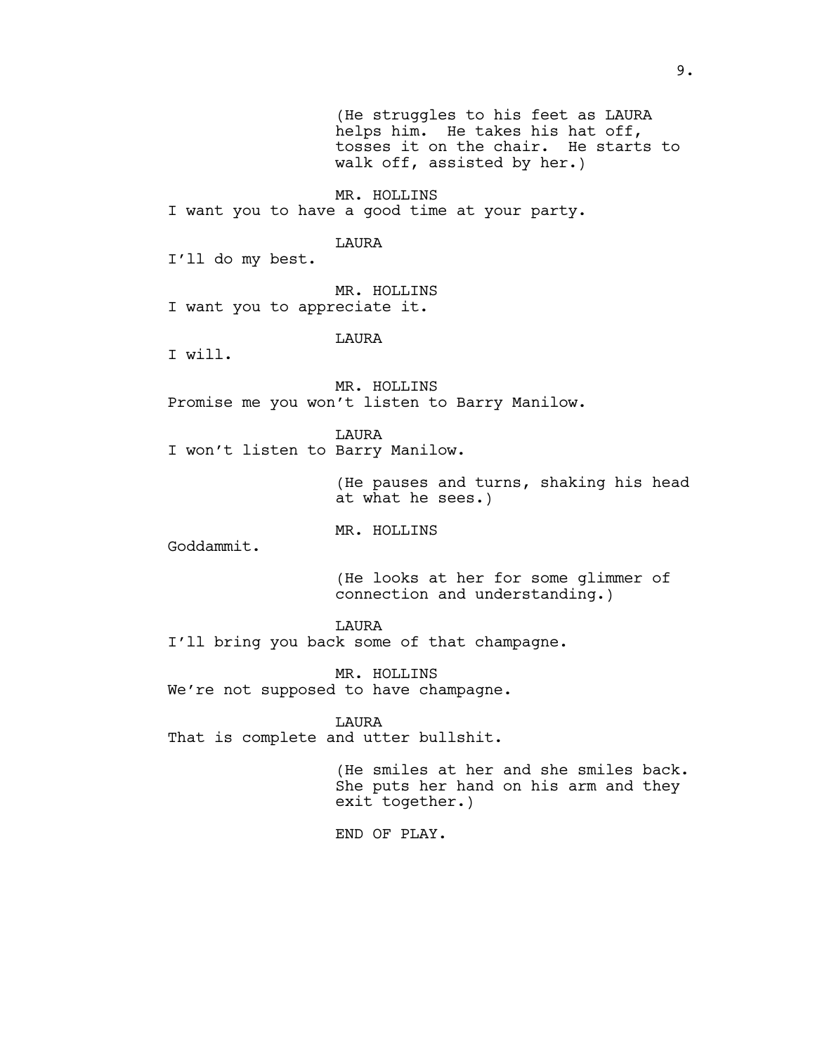(He struggles to his feet as LAURA helps him. He takes his hat off, tosses it on the chair. He starts to walk off, assisted by her.)

MR. HOLLINS
I want you to have a good time at your party.

LAURA
I'll do my best.

MR. HOLLINS
I want you to appreciate it.

LAURA
I will.

MR. HOLLINS
Promise me you won't listen to Barry Manilow.

LAURA
I won't listen to Barry Manilow.

(He pauses and turns, shaking his head at what he sees.)

MR. HOLLINS
Goddammit.

(He looks at her for some glimmer of connection and understanding.)

LAURA
I'll bring you back some of that champagne.

MR. HOLLINS
We're not supposed to have champagne.

LAURA
That is complete and utter bullshit.

(He smiles at her and she smiles back. She puts her hand on his arm and they exit together.)

END OF PLAY.